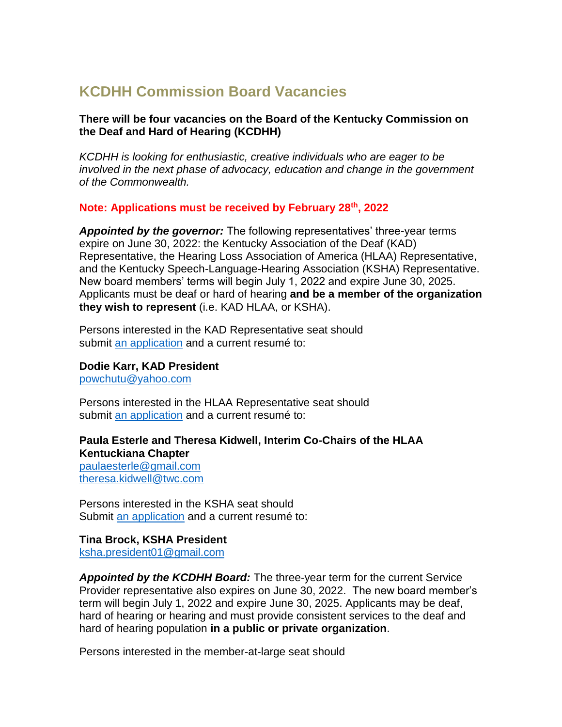# KCDHH Commission Board Vacancies

**There will be four vacancies on the Board of the Kentucky Commission on the Deaf and Hard of Hearing (KCDHH)**

*KCDHH is looking for enthusiastic, creative individuals who are eager to be involved in the next phase of advocacy, education and change in the government of the Commonwealth.*

**Note: Applications must be received by February 28th, 2022**

***Appointed by the governor:*** The following representatives' three-year terms expire on June 30, 2022: the Kentucky Association of the Deaf (KAD) Representative, the Hearing Loss Association of America (HLAA) Representative, and the Kentucky Speech-Language-Hearing Association (KSHA) Representative. New board members' terms will begin July 1, 2022 and expire June 30, 2025. Applicants must be deaf or hard of hearing **and be a member of the organization they wish to represent** (i.e. KAD HLAA, or KSHA).

Persons interested in the KAD Representative seat should submit [an application]() and a current resumé to:

**Dodie Karr, KAD President**
powchutu@yahoo.com

Persons interested in the HLAA Representative seat should submit [an application]() and a current resumé to:

**Paula Esterle and Theresa Kidwell, Interim Co-Chairs of the HLAA Kentuckiana Chapter**
paulaesterle@gmail.com
theresa.kidwell@twc.com

Persons interested in the KSHA seat should Submit [an application]() and a current resumé to:

**Tina Brock, KSHA President**
ksha.president01@gmail.com

***Appointed by the KCDHH Board:*** The three-year term for the current Service Provider representative also expires on June 30, 2022. The new board member's term will begin July 1, 2022 and expire June 30, 2025. Applicants may be deaf, hard of hearing or hearing and must provide consistent services to the deaf and hard of hearing population **in a public or private organization**.

Persons interested in the member-at-large seat should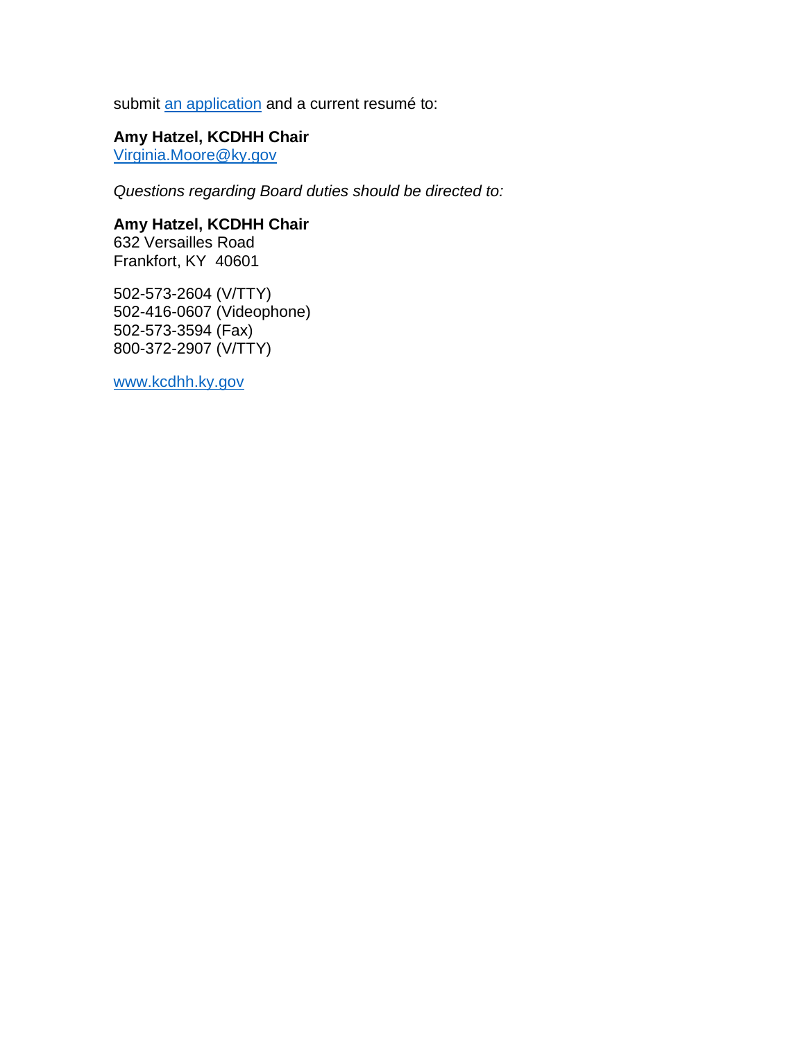submit [an application] and a current resumé to:

**Amy Hatzel, KCDHH Chair**
[Virginia.Moore@ky.gov]

*Questions regarding Board duties should be directed to:*

**Amy Hatzel, KCDHH Chair**
632 Versailles Road
Frankfort, KY 40601

502-573-2604 (V/TTY)
502-416-0607 (Videophone)
502-573-3594 (Fax)
800-372-2907 (V/TTY)

[www.kcdhh.ky.gov]